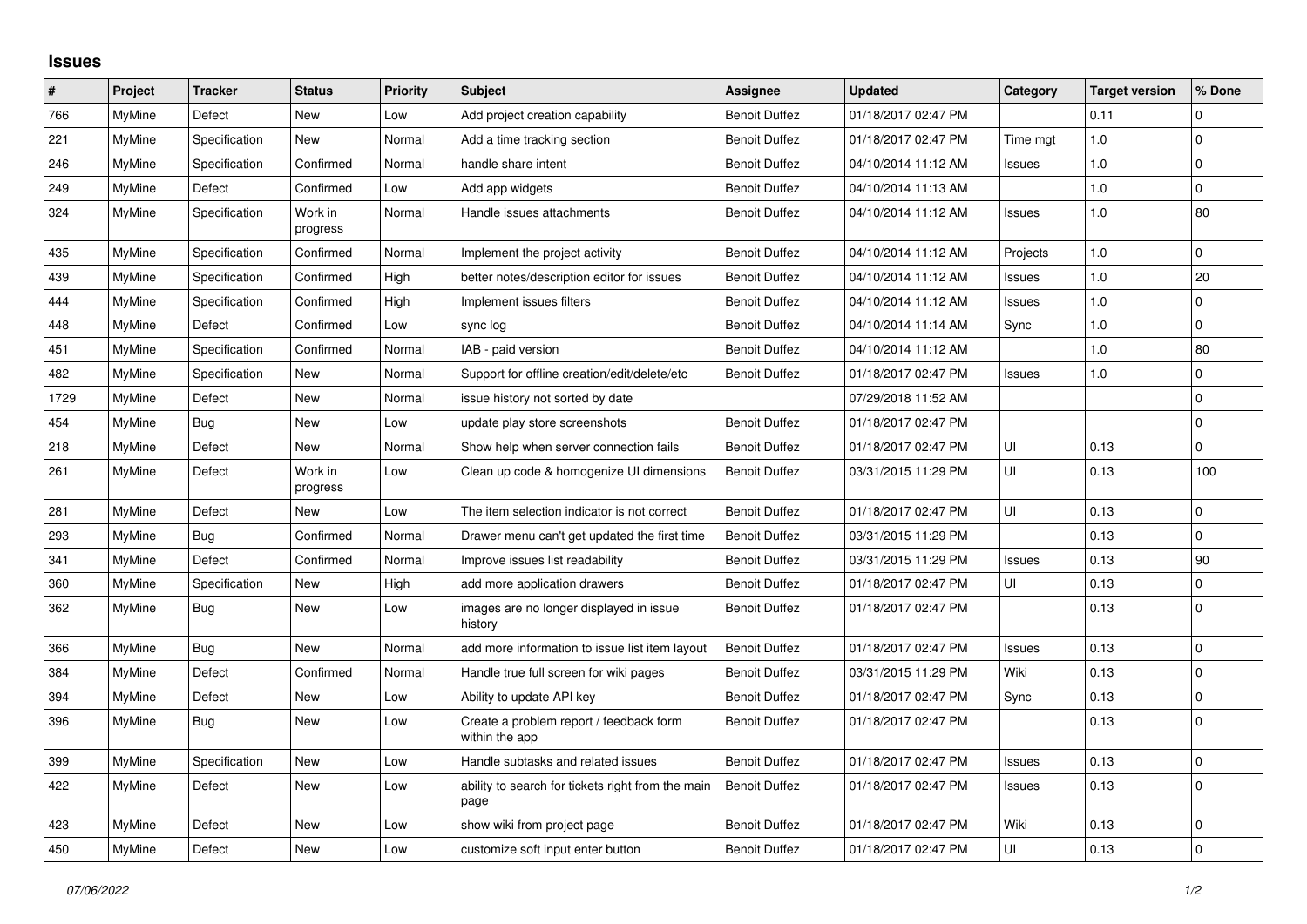## Issues

| # | Project | Tracker | Status | Priority | Subject | Assignee | Updated | Category | Target version | % Done |
|---|---|---|---|---|---|---|---|---|---|---|
| 766 | MyMine | Defect | New | Low | Add project creation capability | Benoit Duffez | 01/18/2017 02:47 PM | | 0.11 | 0 |
| 221 | MyMine | Specification | New | Normal | Add a time tracking section | Benoit Duffez | 01/18/2017 02:47 PM | Time mgt | 1.0 | 0 |
| 246 | MyMine | Specification | Confirmed | Normal | handle share intent | Benoit Duffez | 04/10/2014 11:12 AM | Issues | 1.0 | 0 |
| 249 | MyMine | Defect | Confirmed | Low | Add app widgets | Benoit Duffez | 04/10/2014 11:13 AM | | 1.0 | 0 |
| 324 | MyMine | Specification | Work in progress | Normal | Handle issues attachments | Benoit Duffez | 04/10/2014 11:12 AM | Issues | 1.0 | 80 |
| 435 | MyMine | Specification | Confirmed | Normal | Implement the project activity | Benoit Duffez | 04/10/2014 11:12 AM | Projects | 1.0 | 0 |
| 439 | MyMine | Specification | Confirmed | High | better notes/description editor for issues | Benoit Duffez | 04/10/2014 11:12 AM | Issues | 1.0 | 20 |
| 444 | MyMine | Specification | Confirmed | High | Implement issues filters | Benoit Duffez | 04/10/2014 11:12 AM | Issues | 1.0 | 0 |
| 448 | MyMine | Defect | Confirmed | Low | sync log | Benoit Duffez | 04/10/2014 11:14 AM | Sync | 1.0 | 0 |
| 451 | MyMine | Specification | Confirmed | Normal | IAB - paid version | Benoit Duffez | 04/10/2014 11:12 AM | | 1.0 | 80 |
| 482 | MyMine | Specification | New | Normal | Support for offline creation/edit/delete/etc | Benoit Duffez | 01/18/2017 02:47 PM | Issues | 1.0 | 0 |
| 1729 | MyMine | Defect | New | Normal | issue history not sorted by date | | 07/29/2018 11:52 AM | | | 0 |
| 454 | MyMine | Bug | New | Low | update play store screenshots | Benoit Duffez | 01/18/2017 02:47 PM | | | 0 |
| 218 | MyMine | Defect | New | Normal | Show help when server connection fails | Benoit Duffez | 01/18/2017 02:47 PM | UI | 0.13 | 0 |
| 261 | MyMine | Defect | Work in progress | Low | Clean up code & homogenize UI dimensions | Benoit Duffez | 03/31/2015 11:29 PM | UI | 0.13 | 100 |
| 281 | MyMine | Defect | New | Low | The item selection indicator is not correct | Benoit Duffez | 01/18/2017 02:47 PM | UI | 0.13 | 0 |
| 293 | MyMine | Bug | Confirmed | Normal | Drawer menu can't get updated the first time | Benoit Duffez | 03/31/2015 11:29 PM | | 0.13 | 0 |
| 341 | MyMine | Defect | Confirmed | Normal | Improve issues list readability | Benoit Duffez | 03/31/2015 11:29 PM | Issues | 0.13 | 90 |
| 360 | MyMine | Specification | New | High | add more application drawers | Benoit Duffez | 01/18/2017 02:47 PM | UI | 0.13 | 0 |
| 362 | MyMine | Bug | New | Low | images are no longer displayed in issue history | Benoit Duffez | 01/18/2017 02:47 PM | | 0.13 | 0 |
| 366 | MyMine | Bug | New | Normal | add more information to issue list item layout | Benoit Duffez | 01/18/2017 02:47 PM | Issues | 0.13 | 0 |
| 384 | MyMine | Defect | Confirmed | Normal | Handle true full screen for wiki pages | Benoit Duffez | 03/31/2015 11:29 PM | Wiki | 0.13 | 0 |
| 394 | MyMine | Defect | New | Low | Ability to update API key | Benoit Duffez | 01/18/2017 02:47 PM | Sync | 0.13 | 0 |
| 396 | MyMine | Bug | New | Low | Create a problem report / feedback form within the app | Benoit Duffez | 01/18/2017 02:47 PM | | 0.13 | 0 |
| 399 | MyMine | Specification | New | Low | Handle subtasks and related issues | Benoit Duffez | 01/18/2017 02:47 PM | Issues | 0.13 | 0 |
| 422 | MyMine | Defect | New | Low | ability to search for tickets right from the main page | Benoit Duffez | 01/18/2017 02:47 PM | Issues | 0.13 | 0 |
| 423 | MyMine | Defect | New | Low | show wiki from project page | Benoit Duffez | 01/18/2017 02:47 PM | Wiki | 0.13 | 0 |
| 450 | MyMine | Defect | New | Low | customize soft input enter button | Benoit Duffez | 01/18/2017 02:47 PM | UI | 0.13 | 0 |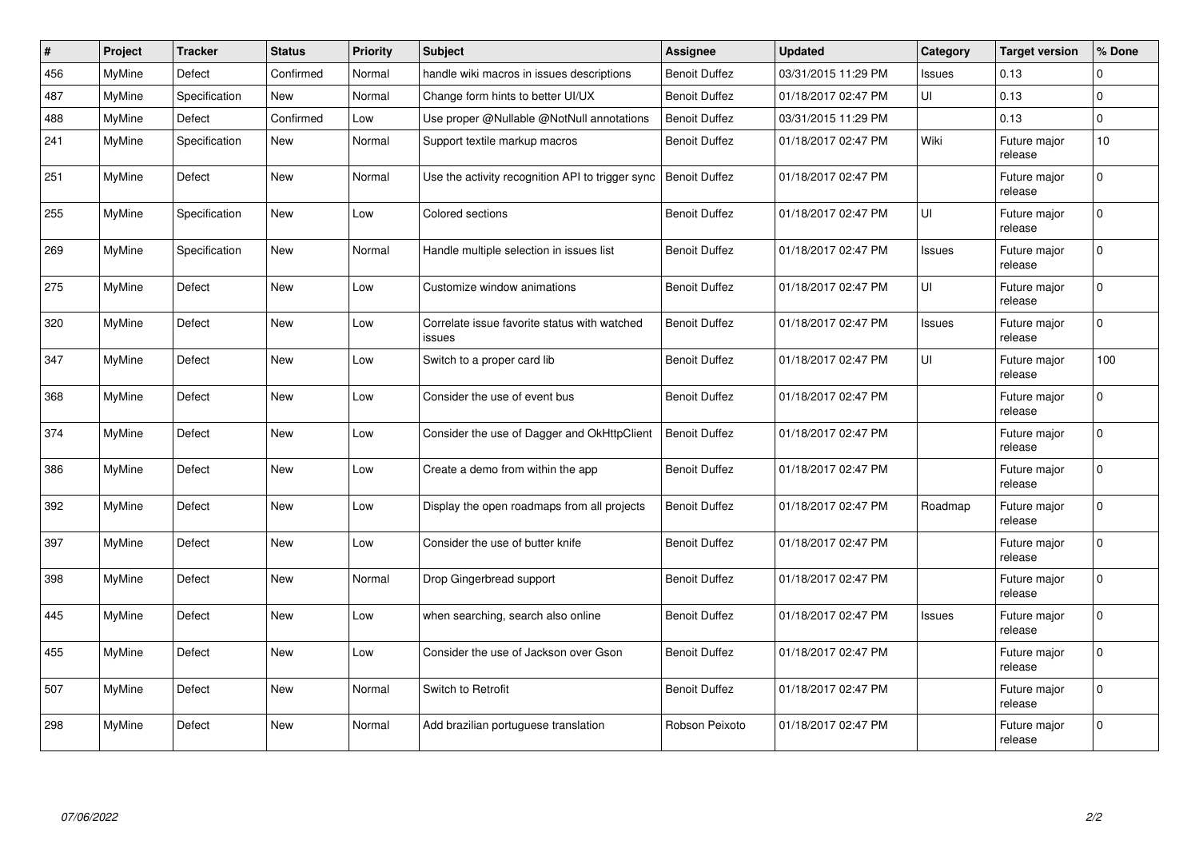| # | Project | Tracker | Status | Priority | Subject | Assignee | Updated | Category | Target version | % Done |
|---|---|---|---|---|---|---|---|---|---|---|
| 456 | MyMine | Defect | Confirmed | Normal | handle wiki macros in issues descriptions | Benoit Duffez | 03/31/2015 11:29 PM | Issues | 0.13 | 0 |
| 487 | MyMine | Specification | New | Normal | Change form hints to better UI/UX | Benoit Duffez | 01/18/2017 02:47 PM | UI | 0.13 | 0 |
| 488 | MyMine | Defect | Confirmed | Low | Use proper @Nullable @NotNull annotations | Benoit Duffez | 03/31/2015 11:29 PM | | 0.13 | 0 |
| 241 | MyMine | Specification | New | Normal | Support textile markup macros | Benoit Duffez | 01/18/2017 02:47 PM | Wiki | Future major release | 10 |
| 251 | MyMine | Defect | New | Normal | Use the activity recognition API to trigger sync | Benoit Duffez | 01/18/2017 02:47 PM | | Future major release | 0 |
| 255 | MyMine | Specification | New | Low | Colored sections | Benoit Duffez | 01/18/2017 02:47 PM | UI | Future major release | 0 |
| 269 | MyMine | Specification | New | Normal | Handle multiple selection in issues list | Benoit Duffez | 01/18/2017 02:47 PM | Issues | Future major release | 0 |
| 275 | MyMine | Defect | New | Low | Customize window animations | Benoit Duffez | 01/18/2017 02:47 PM | UI | Future major release | 0 |
| 320 | MyMine | Defect | New | Low | Correlate issue favorite status with watched issues | Benoit Duffez | 01/18/2017 02:47 PM | Issues | Future major release | 0 |
| 347 | MyMine | Defect | New | Low | Switch to a proper card lib | Benoit Duffez | 01/18/2017 02:47 PM | UI | Future major release | 100 |
| 368 | MyMine | Defect | New | Low | Consider the use of event bus | Benoit Duffez | 01/18/2017 02:47 PM | | Future major release | 0 |
| 374 | MyMine | Defect | New | Low | Consider the use of Dagger and OkHttpClient | Benoit Duffez | 01/18/2017 02:47 PM | | Future major release | 0 |
| 386 | MyMine | Defect | New | Low | Create a demo from within the app | Benoit Duffez | 01/18/2017 02:47 PM | | Future major release | 0 |
| 392 | MyMine | Defect | New | Low | Display the open roadmaps from all projects | Benoit Duffez | 01/18/2017 02:47 PM | Roadmap | Future major release | 0 |
| 397 | MyMine | Defect | New | Low | Consider the use of butter knife | Benoit Duffez | 01/18/2017 02:47 PM | | Future major release | 0 |
| 398 | MyMine | Defect | New | Normal | Drop Gingerbread support | Benoit Duffez | 01/18/2017 02:47 PM | | Future major release | 0 |
| 445 | MyMine | Defect | New | Low | when searching, search also online | Benoit Duffez | 01/18/2017 02:47 PM | Issues | Future major release | 0 |
| 455 | MyMine | Defect | New | Low | Consider the use of Jackson over Gson | Benoit Duffez | 01/18/2017 02:47 PM | | Future major release | 0 |
| 507 | MyMine | Defect | New | Normal | Switch to Retrofit | Benoit Duffez | 01/18/2017 02:47 PM | | Future major release | 0 |
| 298 | MyMine | Defect | New | Normal | Add brazilian portuguese translation | Robson Peixoto | 01/18/2017 02:47 PM | | Future major release | 0 |